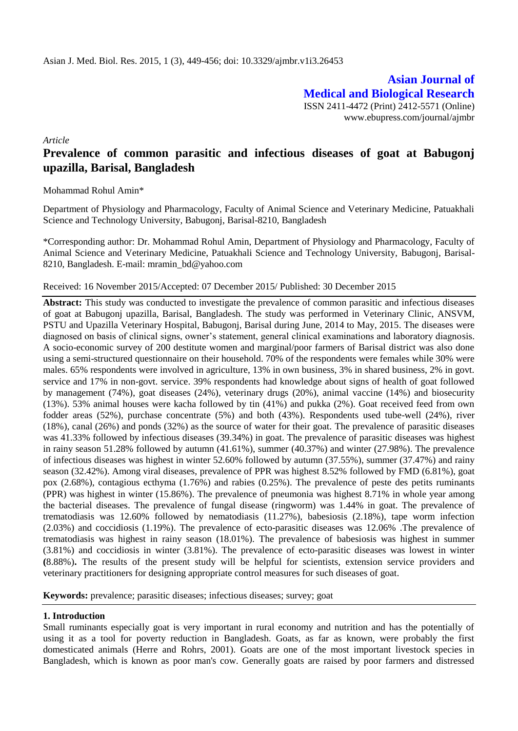# Asian Journal of Medical and Biological Research

ISSN 2411-4472 (Print) 2412-5571 (Online)
www.ebupress.com/journal/ajmbr

*Article*

# Prevalence of common parasitic and infectious diseases of goat at Babugonj upazilla, Barisal, Bangladesh

Mohammad Rohul Amin*

Department of Physiology and Pharmacology, Faculty of Animal Science and Veterinary Medicine, Patuakhali Science and Technology University, Babugonj, Barisal-8210, Bangladesh

*Corresponding author: Dr. Mohammad Rohul Amin, Department of Physiology and Pharmacology, Faculty of Animal Science and Veterinary Medicine, Patuakhali Science and Technology University, Babugonj, Barisal-8210, Bangladesh. E-mail: mramin_bd@yahoo.com

Received: 16 November 2015/Accepted: 07 December 2015/ Published: 30 December 2015

**Abstract:** This study was conducted to investigate the prevalence of common parasitic and infectious diseases of goat at Babugonj upazilla, Barisal, Bangladesh. The study was performed in Veterinary Clinic, ANSVM, PSTU and Upazilla Veterinary Hospital, Babugonj, Barisal during June, 2014 to May, 2015. The diseases were diagnosed on basis of clinical signs, owner's statement, general clinical examinations and laboratory diagnosis. A socio-economic survey of 200 destitute women and marginal/poor farmers of Barisal district was also done using a semi-structured questionnaire on their household. 70% of the respondents were females while 30% were males. 65% respondents were involved in agriculture, 13% in own business, 3% in shared business, 2% in govt. service and 17% in non-govt. service. 39% respondents had knowledge about signs of health of goat followed by management (74%), goat diseases (24%), veterinary drugs (20%), animal vaccine (14%) and biosecurity (13%). 53% animal houses were kacha followed by tin (41%) and pukka (2%). Goat received feed from own fodder areas (52%), purchase concentrate (5%) and both (43%). Respondents used tube-well (24%), river (18%), canal (26%) and ponds (32%) as the source of water for their goat. The prevalence of parasitic diseases was 41.33% followed by infectious diseases (39.34%) in goat. The prevalence of parasitic diseases was highest in rainy season 51.28% followed by autumn (41.61%), summer (40.37%) and winter (27.98%). The prevalence of infectious diseases was highest in winter 52.60% followed by autumn (37.55%), summer (37.47%) and rainy season (32.42%). Among viral diseases, prevalence of PPR was highest 8.52% followed by FMD (6.81%), goat pox (2.68%), contagious ecthyma (1.76%) and rabies (0.25%). The prevalence of peste des petits ruminants (PPR) was highest in winter (15.86%). The prevalence of pneumonia was highest 8.71% in whole year among the bacterial diseases. The prevalence of fungal disease (ringworm) was 1.44% in goat. The prevalence of trematodiasis was 12.60% followed by nematodiasis (11.27%), babesiosis (2.18%), tape worm infection (2.03%) and coccidiosis (1.19%). The prevalence of ecto-parasitic diseases was 12.06% .The prevalence of trematodiasis was highest in rainy season (18.01%). The prevalence of babesiosis was highest in summer (3.81%) and coccidiosis in winter (3.81%). The prevalence of ecto-parasitic diseases was lowest in winter **(**8.88%)**.** The results of the present study will be helpful for scientists, extension service providers and veterinary practitioners for designing appropriate control measures for such diseases of goat.

**Keywords:** prevalence; parasitic diseases; infectious diseases; survey; goat

## 1. Introduction

Small ruminants especially goat is very important in rural economy and nutrition and has the potentially of using it as a tool for poverty reduction in Bangladesh. Goats, as far as known, were probably the first domesticated animals (Herre and Rohrs, 2001). Goats are one of the most important livestock species in Bangladesh, which is known as poor man's cow. Generally goats are raised by poor farmers and distressed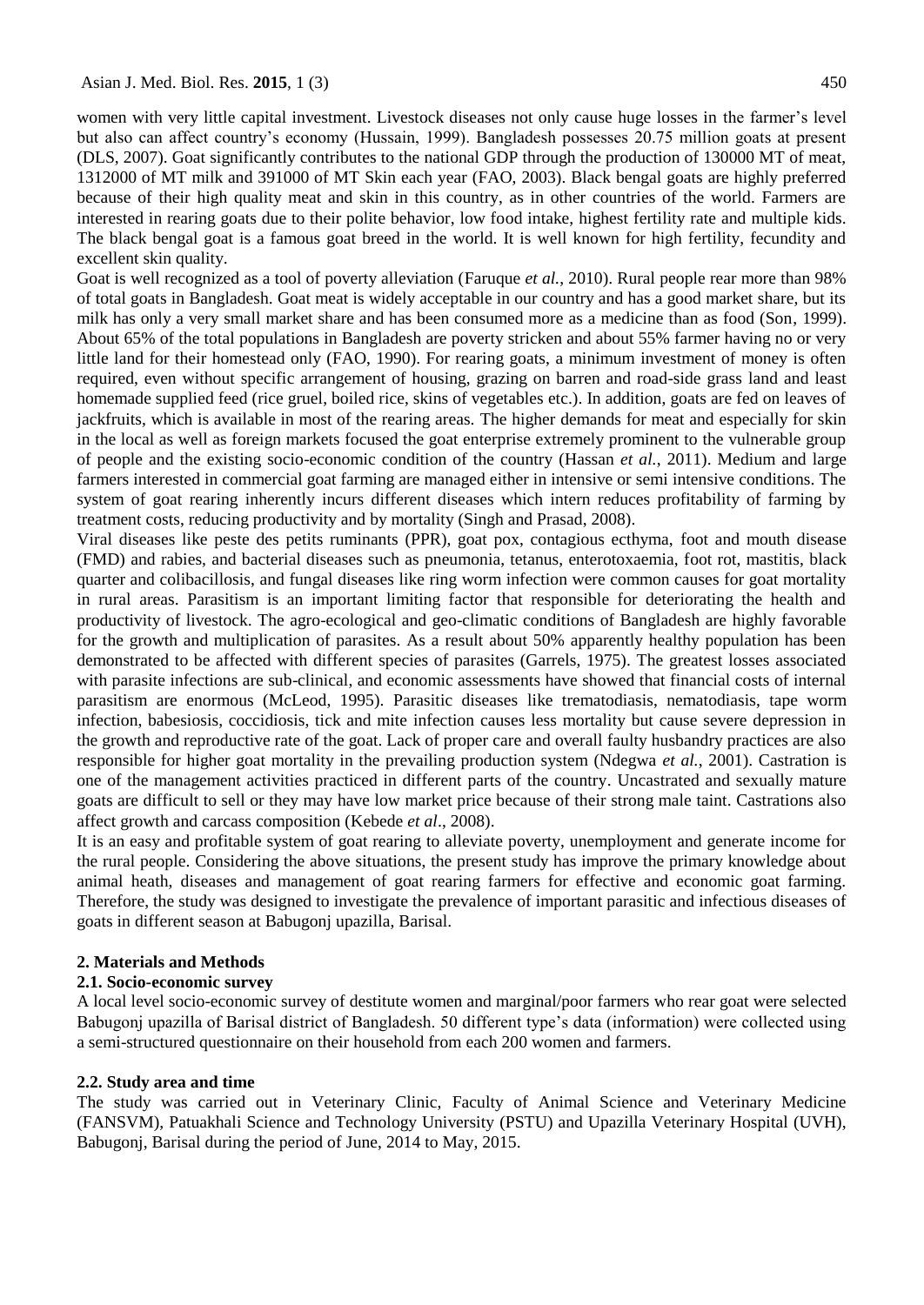women with very little capital investment. Livestock diseases not only cause huge losses in the farmer's level but also can affect country's economy (Hussain, 1999). Bangladesh possesses 20.75 million goats at present (DLS, 2007). Goat significantly contributes to the national GDP through the production of 130000 MT of meat, 1312000 of MT milk and 391000 of MT Skin each year (FAO, 2003). Black bengal goats are highly preferred because of their high quality meat and skin in this country, as in other countries of the world. Farmers are interested in rearing goats due to their polite behavior, low food intake, highest fertility rate and multiple kids. The black bengal goat is a famous goat breed in the world. It is well known for high fertility, fecundity and excellent skin quality.

Goat is well recognized as a tool of poverty alleviation (Faruque *et al.*, 2010). Rural people rear more than 98% of total goats in Bangladesh. Goat meat is widely acceptable in our country and has a good market share, but its milk has only a very small market share and has been consumed more as a medicine than as food (Son, 1999). About 65% of the total populations in Bangladesh are poverty stricken and about 55% farmer having no or very little land for their homestead only (FAO, 1990). For rearing goats, a minimum investment of money is often required, even without specific arrangement of housing, grazing on barren and road-side grass land and least homemade supplied feed (rice gruel, boiled rice, skins of vegetables etc.). In addition, goats are fed on leaves of jackfruits, which is available in most of the rearing areas. The higher demands for meat and especially for skin in the local as well as foreign markets focused the goat enterprise extremely prominent to the vulnerable group of people and the existing socio-economic condition of the country (Hassan *et al.*, 2011). Medium and large farmers interested in commercial goat farming are managed either in intensive or semi intensive conditions. The system of goat rearing inherently incurs different diseases which intern reduces profitability of farming by treatment costs, reducing productivity and by mortality (Singh and Prasad, 2008).

Viral diseases like peste des petits ruminants (PPR), goat pox, contagious ecthyma, foot and mouth disease (FMD) and rabies, and bacterial diseases such as pneumonia, tetanus, enterotoxaemia, foot rot, mastitis, black quarter and colibacillosis, and fungal diseases like ring worm infection were common causes for goat mortality in rural areas. Parasitism is an important limiting factor that responsible for deteriorating the health and productivity of livestock. The agro-ecological and geo-climatic conditions of Bangladesh are highly favorable for the growth and multiplication of parasites. As a result about 50% apparently healthy population has been demonstrated to be affected with different species of parasites (Garrels, 1975). The greatest losses associated with parasite infections are sub-clinical, and economic assessments have showed that financial costs of internal parasitism are enormous (McLeod, 1995). Parasitic diseases like trematodiasis, nematodiasis, tape worm infection, babesiosis, coccidiosis, tick and mite infection causes less mortality but cause severe depression in the growth and reproductive rate of the goat. Lack of proper care and overall faulty husbandry practices are also responsible for higher goat mortality in the prevailing production system (Ndegwa *et al.*, 2001). Castration is one of the management activities practiced in different parts of the country. Uncastrated and sexually mature goats are difficult to sell or they may have low market price because of their strong male taint. Castrations also affect growth and carcass composition (Kebede *et al*., 2008).

It is an easy and profitable system of goat rearing to alleviate poverty, unemployment and generate income for the rural people. Considering the above situations, the present study has improve the primary knowledge about animal heath, diseases and management of goat rearing farmers for effective and economic goat farming. Therefore, the study was designed to investigate the prevalence of important parasitic and infectious diseases of goats in different season at Babugonj upazilla, Barisal.

## 2. Materials and Methods

### 2.1. Socio-economic survey

A local level socio-economic survey of destitute women and marginal/poor farmers who rear goat were selected Babugonj upazilla of Barisal district of Bangladesh. 50 different type's data (information) were collected using a semi-structured questionnaire on their household from each 200 women and farmers.

### 2.2. Study area and time

The study was carried out in Veterinary Clinic, Faculty of Animal Science and Veterinary Medicine (FANSVM), Patuakhali Science and Technology University (PSTU) and Upazilla Veterinary Hospital (UVH), Babugonj, Barisal during the period of June, 2014 to May, 2015.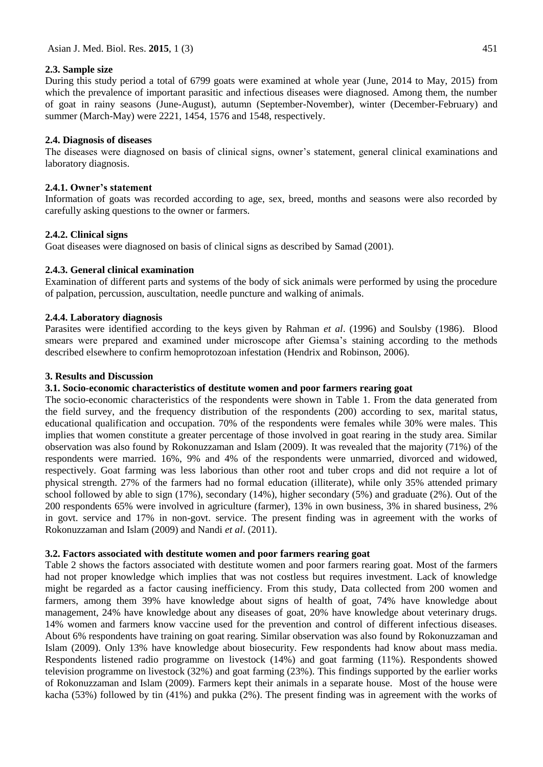### 2.3. Sample size

During this study period a total of 6799 goats were examined at whole year (June, 2014 to May, 2015) from which the prevalence of important parasitic and infectious diseases were diagnosed. Among them, the number of goat in rainy seasons (June-August), autumn (September-November), winter (December-February) and summer (March-May) were 2221, 1454, 1576 and 1548, respectively.

### 2.4. Diagnosis of diseases

The diseases were diagnosed on basis of clinical signs, owner's statement, general clinical examinations and laboratory diagnosis.

#### 2.4.1. Owner's statement

Information of goats was recorded according to age, sex, breed, months and seasons were also recorded by carefully asking questions to the owner or farmers.

#### 2.4.2. Clinical signs

Goat diseases were diagnosed on basis of clinical signs as described by Samad (2001).

#### 2.4.3. General clinical examination

Examination of different parts and systems of the body of sick animals were performed by using the procedure of palpation, percussion, auscultation, needle puncture and walking of animals.

#### 2.4.4. Laboratory diagnosis

Parasites were identified according to the keys given by Rahman *et al*. (1996) and Soulsby (1986). Blood smears were prepared and examined under microscope after Giemsa's staining according to the methods described elsewhere to confirm hemoprotozoan infestation (Hendrix and Robinson, 2006).

## 3. Results and Discussion

### 3.1. Socio-economic characteristics of destitute women and poor farmers rearing goat

The socio-economic characteristics of the respondents were shown in Table 1. From the data generated from the field survey, and the frequency distribution of the respondents (200) according to sex, marital status, educational qualification and occupation. 70% of the respondents were females while 30% were males. This implies that women constitute a greater percentage of those involved in goat rearing in the study area. Similar observation was also found by Rokonuzzaman and Islam (2009). It was revealed that the majority (71%) of the respondents were married. 16%, 9% and 4% of the respondents were unmarried, divorced and widowed, respectively. Goat farming was less laborious than other root and tuber crops and did not require a lot of physical strength. 27% of the farmers had no formal education (illiterate), while only 35% attended primary school followed by able to sign (17%), secondary (14%), higher secondary (5%) and graduate (2%). Out of the 200 respondents 65% were involved in agriculture (farmer), 13% in own business, 3% in shared business, 2% in govt. service and 17% in non-govt. service. The present finding was in agreement with the works of Rokonuzzaman and Islam (2009) and Nandi *et al*. (2011).

### 3.2. Factors associated with destitute women and poor farmers rearing goat

Table 2 shows the factors associated with destitute women and poor farmers rearing goat. Most of the farmers had not proper knowledge which implies that was not costless but requires investment. Lack of knowledge might be regarded as a factor causing inefficiency. From this study, Data collected from 200 women and farmers, among them 39% have knowledge about signs of health of goat, 74% have knowledge about management, 24% have knowledge about any diseases of goat, 20% have knowledge about veterinary drugs. 14% women and farmers know vaccine used for the prevention and control of different infectious diseases. About 6% respondents have training on goat rearing. Similar observation was also found by Rokonuzzaman and Islam (2009). Only 13% have knowledge about biosecurity. Few respondents had know about mass media. Respondents listened radio programme on livestock (14%) and goat farming (11%). Respondents showed television programme on livestock (32%) and goat farming (23%). This findings supported by the earlier works of Rokonuzzaman and Islam (2009). Farmers kept their animals in a separate house. Most of the house were kacha (53%) followed by tin (41%) and pukka (2%). The present finding was in agreement with the works of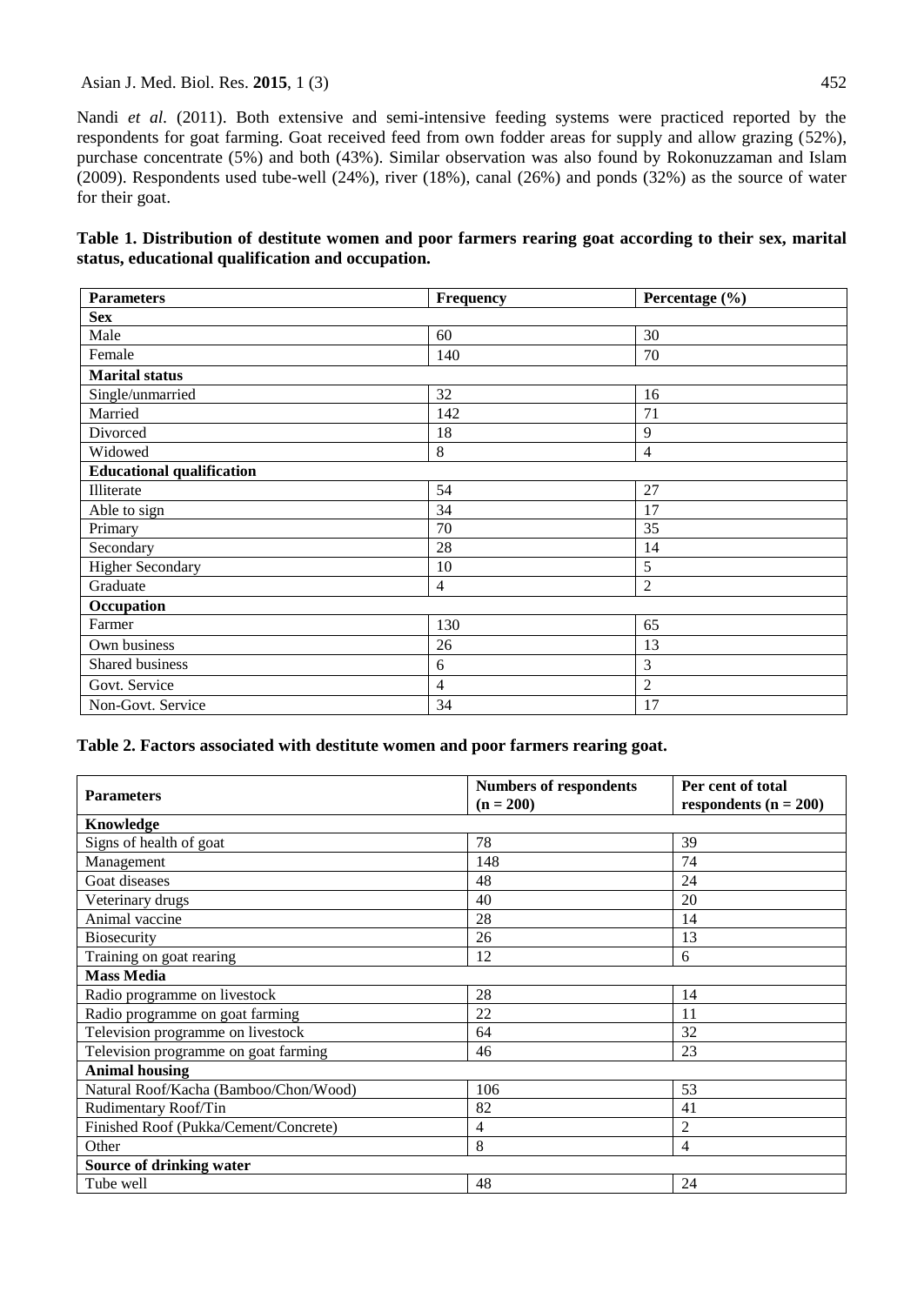Nandi *et al*. (2011). Both extensive and semi-intensive feeding systems were practiced reported by the respondents for goat farming. Goat received feed from own fodder areas for supply and allow grazing (52%), purchase concentrate (5%) and both (43%). Similar observation was also found by Rokonuzzaman and Islam (2009). Respondents used tube-well (24%), river (18%), canal (26%) and ponds (32%) as the source of water for their goat.

**Table 1. Distribution of destitute women and poor farmers rearing goat according to their sex, marital status, educational qualification and occupation.**

| Parameters | Frequency | Percentage (%) |
|---|---|---|
| **Sex** | | |
| Male | 60 | 30 |
| Female | 140 | 70 |
| **Marital status** | | |
| Single/unmarried | 32 | 16 |
| Married | 142 | 71 |
| Divorced | 18 | 9 |
| Widowed | 8 | 4 |
| **Educational qualification** | | |
| Illiterate | 54 | 27 |
| Able to sign | 34 | 17 |
| Primary | 70 | 35 |
| Secondary | 28 | 14 |
| Higher Secondary | 10 | 5 |
| Graduate | 4 | 2 |
| **Occupation** | | |
| Farmer | 130 | 65 |
| Own business | 26 | 13 |
| Shared business | 6 | 3 |
| Govt. Service | 4 | 2 |
| Non-Govt. Service | 34 | 17 |

**Table 2. Factors associated with destitute women and poor farmers rearing goat.**

| Parameters | Numbers of respondents (n = 200) | Per cent of total respondents (n = 200) |
|---|---|---|
| **Knowledge** | | |
| Signs of health of goat | 78 | 39 |
| Management | 148 | 74 |
| Goat diseases | 48 | 24 |
| Veterinary drugs | 40 | 20 |
| Animal vaccine | 28 | 14 |
| Biosecurity | 26 | 13 |
| Training on goat rearing | 12 | 6 |
| **Mass Media** | | |
| Radio programme on livestock | 28 | 14 |
| Radio programme on goat farming | 22 | 11 |
| Television programme on livestock | 64 | 32 |
| Television programme on goat farming | 46 | 23 |
| **Animal housing** | | |
| Natural Roof/Kacha (Bamboo/Chon/Wood) | 106 | 53 |
| Rudimentary Roof/Tin | 82 | 41 |
| Finished Roof (Pukka/Cement/Concrete) | 4 | 2 |
| Other | 8 | 4 |
| **Source of drinking water** | | |
| Tube well | 48 | 24 |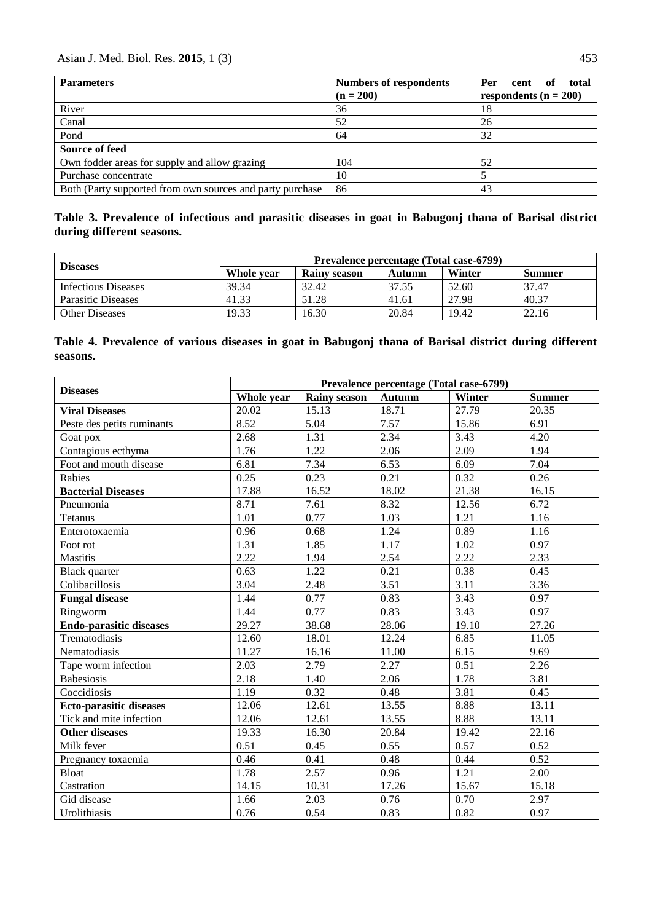| Parameters | Numbers of respondents (n = 200) | Per cent of total respondents (n = 200) |
|---|---|---|
| River | 36 | 18 |
| Canal | 52 | 26 |
| Pond | 64 | 32 |
| **Source of feed** | | |
| Own fodder areas for supply and allow grazing | 104 | 52 |
| Purchase concentrate | 10 | 5 |
| Both (Party supported from own sources and party purchase | 86 | 43 |

**Table 3. Prevalence of infectious and parasitic diseases in goat in Babugonj thana of Barisal district during different seasons.**

| Diseases | Prevalence percentage (Total case-6799) | | | | |
|---|---|---|---|---|---|
| | Whole year | Rainy season | Autumn | Winter | Summer |
| Infectious Diseases | 39.34 | 32.42 | 37.55 | 52.60 | 37.47 |
| Parasitic Diseases | 41.33 | 51.28 | 41.61 | 27.98 | 40.37 |
| Other Diseases | 19.33 | 16.30 | 20.84 | 19.42 | 22.16 |

**Table 4. Prevalence of various diseases in goat in Babugonj thana of Barisal district during different seasons.**

| Diseases | Prevalence percentage (Total case-6799) | | | | |
|---|---|---|---|---|---|
| | Whole year | Rainy season | Autumn | Winter | Summer |
| **Viral Diseases** | 20.02 | 15.13 | 18.71 | 27.79 | 20.35 |
| Peste des petits ruminants | 8.52 | 5.04 | 7.57 | 15.86 | 6.91 |
| Goat pox | 2.68 | 1.31 | 2.34 | 3.43 | 4.20 |
| Contagious ecthyma | 1.76 | 1.22 | 2.06 | 2.09 | 1.94 |
| Foot and mouth disease | 6.81 | 7.34 | 6.53 | 6.09 | 7.04 |
| Rabies | 0.25 | 0.23 | 0.21 | 0.32 | 0.26 |
| **Bacterial Diseases** | 17.88 | 16.52 | 18.02 | 21.38 | 16.15 |
| Pneumonia | 8.71 | 7.61 | 8.32 | 12.56 | 6.72 |
| Tetanus | 1.01 | 0.77 | 1.03 | 1.21 | 1.16 |
| Enterotoxaemia | 0.96 | 0.68 | 1.24 | 0.89 | 1.16 |
| Foot rot | 1.31 | 1.85 | 1.17 | 1.02 | 0.97 |
| Mastitis | 2.22 | 1.94 | 2.54 | 2.22 | 2.33 |
| Black quarter | 0.63 | 1.22 | 0.21 | 0.38 | 0.45 |
| Colibacillosis | 3.04 | 2.48 | 3.51 | 3.11 | 3.36 |
| **Fungal disease** | 1.44 | 0.77 | 0.83 | 3.43 | 0.97 |
| Ringworm | 1.44 | 0.77 | 0.83 | 3.43 | 0.97 |
| **Endo-parasitic diseases** | 29.27 | 38.68 | 28.06 | 19.10 | 27.26 |
| Trematodiasis | 12.60 | 18.01 | 12.24 | 6.85 | 11.05 |
| Nematodiasis | 11.27 | 16.16 | 11.00 | 6.15 | 9.69 |
| Tape worm infection | 2.03 | 2.79 | 2.27 | 0.51 | 2.26 |
| Babesiosis | 2.18 | 1.40 | 2.06 | 1.78 | 3.81 |
| Coccidiosis | 1.19 | 0.32 | 0.48 | 3.81 | 0.45 |
| **Ecto-parasitic diseases** | 12.06 | 12.61 | 13.55 | 8.88 | 13.11 |
| Tick and mite infection | 12.06 | 12.61 | 13.55 | 8.88 | 13.11 |
| **Other diseases** | 19.33 | 16.30 | 20.84 | 19.42 | 22.16 |
| Milk fever | 0.51 | 0.45 | 0.55 | 0.57 | 0.52 |
| Pregnancy toxaemia | 0.46 | 0.41 | 0.48 | 0.44 | 0.52 |
| Bloat | 1.78 | 2.57 | 0.96 | 1.21 | 2.00 |
| Castration | 14.15 | 10.31 | 17.26 | 15.67 | 15.18 |
| Gid disease | 1.66 | 2.03 | 0.76 | 0.70 | 2.97 |
| Urolithiasis | 0.76 | 0.54 | 0.83 | 0.82 | 0.97 |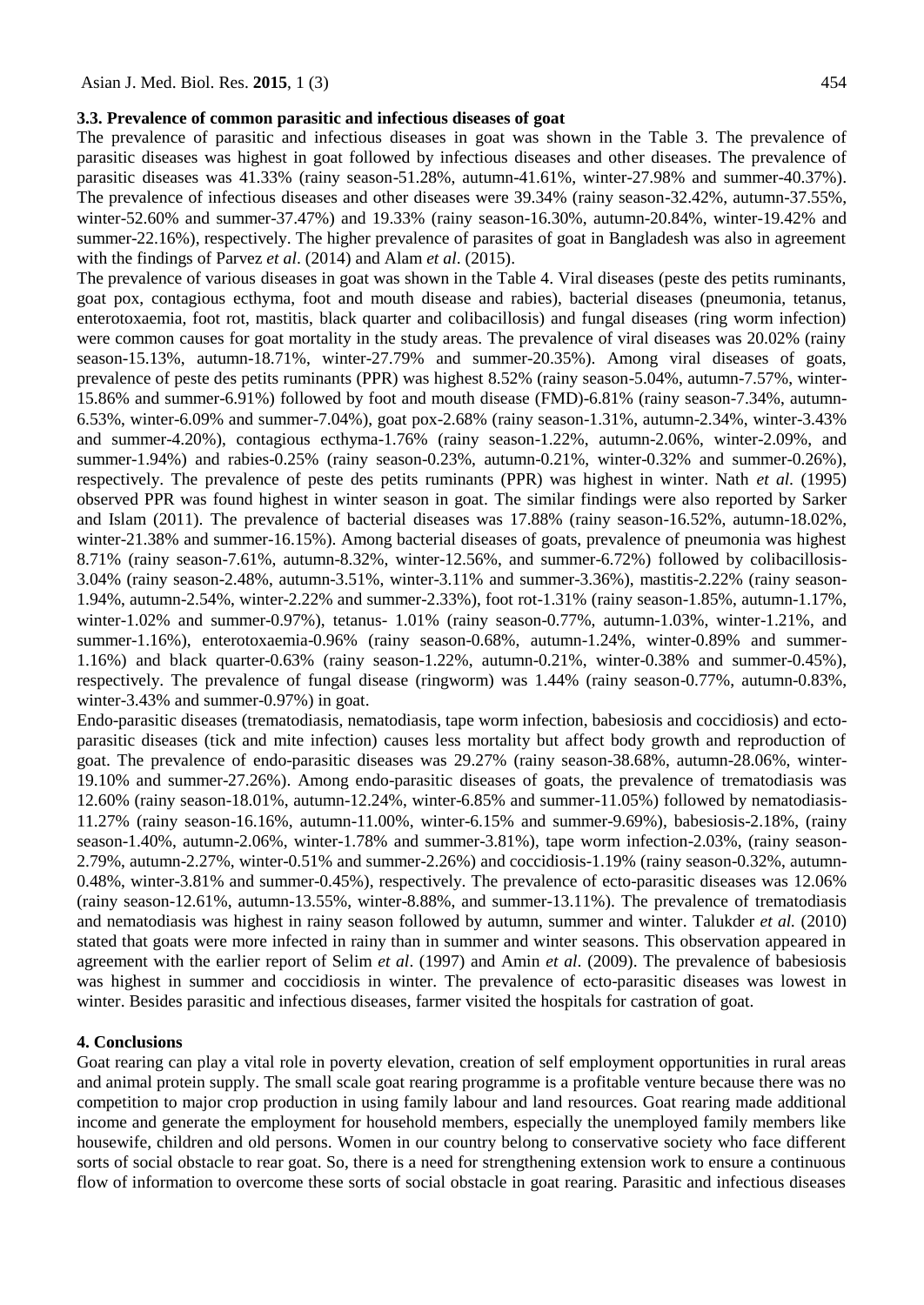### 3.3. Prevalence of common parasitic and infectious diseases of goat

The prevalence of parasitic and infectious diseases in goat was shown in the Table 3. The prevalence of parasitic diseases was highest in goat followed by infectious diseases and other diseases. The prevalence of parasitic diseases was 41.33% (rainy season-51.28%, autumn-41.61%, winter-27.98% and summer-40.37%). The prevalence of infectious diseases and other diseases were 39.34% (rainy season-32.42%, autumn-37.55%, winter-52.60% and summer-37.47%) and 19.33% (rainy season-16.30%, autumn-20.84%, winter-19.42% and summer-22.16%), respectively. The higher prevalence of parasites of goat in Bangladesh was also in agreement with the findings of Parvez *et al*. (2014) and Alam *et al*. (2015).

The prevalence of various diseases in goat was shown in the Table 4. Viral diseases (peste des petits ruminants, goat pox, contagious ecthyma, foot and mouth disease and rabies), bacterial diseases (pneumonia, tetanus, enterotoxaemia, foot rot, mastitis, black quarter and colibacillosis) and fungal diseases (ring worm infection) were common causes for goat mortality in the study areas. The prevalence of viral diseases was 20.02% (rainy season-15.13%, autumn-18.71%, winter-27.79% and summer-20.35%). Among viral diseases of goats, prevalence of peste des petits ruminants (PPR) was highest 8.52% (rainy season-5.04%, autumn-7.57%, winter-15.86% and summer-6.91%) followed by foot and mouth disease (FMD)-6.81% (rainy season-7.34%, autumn-6.53%, winter-6.09% and summer-7.04%), goat pox-2.68% (rainy season-1.31%, autumn-2.34%, winter-3.43% and summer-4.20%), contagious ecthyma-1.76% (rainy season-1.22%, autumn-2.06%, winter-2.09%, and summer-1.94%) and rabies-0.25% (rainy season-0.23%, autumn-0.21%, winter-0.32% and summer-0.26%), respectively. The prevalence of peste des petits ruminants (PPR) was highest in winter. Nath *et al.* (1995) observed PPR was found highest in winter season in goat. The similar findings were also reported by Sarker and Islam (2011). The prevalence of bacterial diseases was 17.88% (rainy season-16.52%, autumn-18.02%, winter-21.38% and summer-16.15%). Among bacterial diseases of goats, prevalence of pneumonia was highest 8.71% (rainy season-7.61%, autumn-8.32%, winter-12.56%, and summer-6.72%) followed by colibacillosis-3.04% (rainy season-2.48%, autumn-3.51%, winter-3.11% and summer-3.36%), mastitis-2.22% (rainy season-1.94%, autumn-2.54%, winter-2.22% and summer-2.33%), foot rot-1.31% (rainy season-1.85%, autumn-1.17%, winter-1.02% and summer-0.97%), tetanus- 1.01% (rainy season-0.77%, autumn-1.03%, winter-1.21%, and summer-1.16%), enterotoxaemia-0.96% (rainy season-0.68%, autumn-1.24%, winter-0.89% and summer-1.16%) and black quarter-0.63% (rainy season-1.22%, autumn-0.21%, winter-0.38% and summer-0.45%), respectively. The prevalence of fungal disease (ringworm) was 1.44% (rainy season-0.77%, autumn-0.83%, winter-3.43% and summer-0.97%) in goat.

Endo-parasitic diseases (trematodiasis, nematodiasis, tape worm infection, babesiosis and coccidiosis) and ecto-parasitic diseases (tick and mite infection) causes less mortality but affect body growth and reproduction of goat. The prevalence of endo-parasitic diseases was 29.27% (rainy season-38.68%, autumn-28.06%, winter-19.10% and summer-27.26%). Among endo-parasitic diseases of goats, the prevalence of trematodiasis was 12.60% (rainy season-18.01%, autumn-12.24%, winter-6.85% and summer-11.05%) followed by nematodiasis-11.27% (rainy season-16.16%, autumn-11.00%, winter-6.15% and summer-9.69%), babesiosis-2.18%, (rainy season-1.40%, autumn-2.06%, winter-1.78% and summer-3.81%), tape worm infection-2.03%, (rainy season-2.79%, autumn-2.27%, winter-0.51% and summer-2.26%) and coccidiosis-1.19% (rainy season-0.32%, autumn-0.48%, winter-3.81% and summer-0.45%), respectively. The prevalence of ecto-parasitic diseases was 12.06% (rainy season-12.61%, autumn-13.55%, winter-8.88%, and summer-13.11%). The prevalence of trematodiasis and nematodiasis was highest in rainy season followed by autumn, summer and winter. Talukder *et al.* (2010) stated that goats were more infected in rainy than in summer and winter seasons. This observation appeared in agreement with the earlier report of Selim *et al*. (1997) and Amin *et al*. (2009). The prevalence of babesiosis was highest in summer and coccidiosis in winter. The prevalence of ecto-parasitic diseases was lowest in winter. Besides parasitic and infectious diseases, farmer visited the hospitals for castration of goat.

## 4. Conclusions

Goat rearing can play a vital role in poverty elevation, creation of self employment opportunities in rural areas and animal protein supply. The small scale goat rearing programme is a profitable venture because there was no competition to major crop production in using family labour and land resources. Goat rearing made additional income and generate the employment for household members, especially the unemployed family members like housewife, children and old persons. Women in our country belong to conservative society who face different sorts of social obstacle to rear goat. So, there is a need for strengthening extension work to ensure a continuous flow of information to overcome these sorts of social obstacle in goat rearing. Parasitic and infectious diseases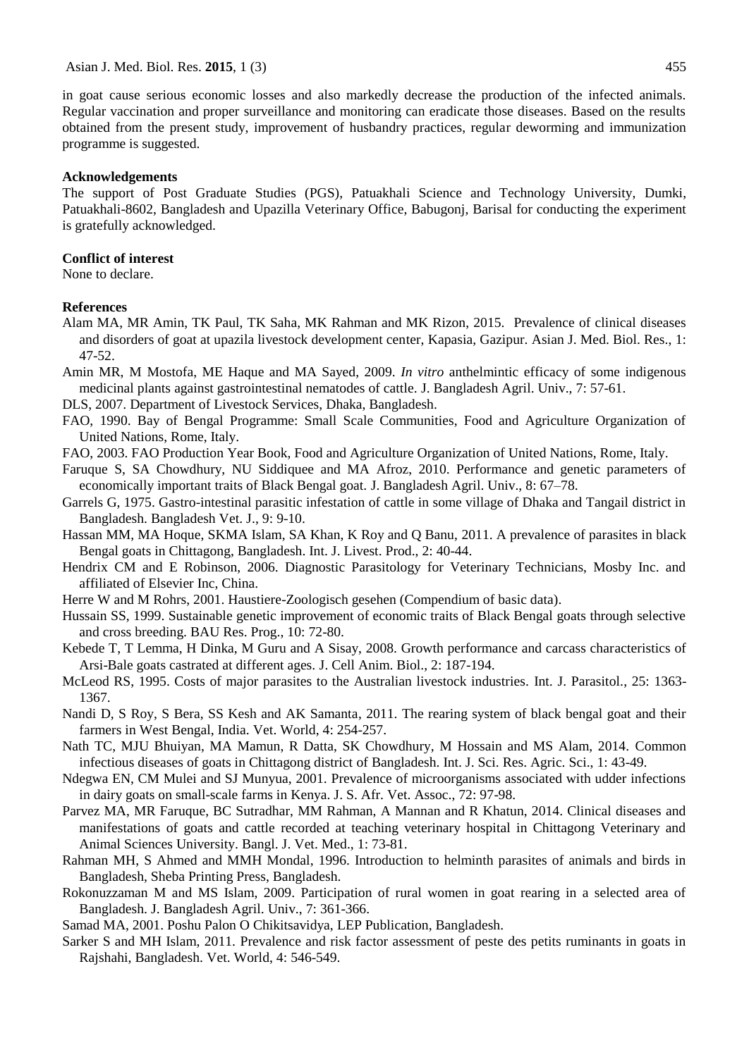in goat cause serious economic losses and also markedly decrease the production of the infected animals. Regular vaccination and proper surveillance and monitoring can eradicate those diseases. Based on the results obtained from the present study, improvement of husbandry practices, regular deworming and immunization programme is suggested.

## Acknowledgements

The support of Post Graduate Studies (PGS), Patuakhali Science and Technology University, Dumki, Patuakhali-8602, Bangladesh and Upazilla Veterinary Office, Babugonj, Barisal for conducting the experiment is gratefully acknowledged.

## Conflict of interest

None to declare.

## References

Alam MA, MR Amin, TK Paul, TK Saha, MK Rahman and MK Rizon, 2015. Prevalence of clinical diseases and disorders of goat at upazila livestock development center, Kapasia, Gazipur. Asian J. Med. Biol. Res., 1: 47-52.

Amin MR, M Mostofa, ME Haque and MA Sayed, 2009. *In vitro* anthelmintic efficacy of some indigenous medicinal plants against gastrointestinal nematodes of cattle. J. Bangladesh Agril. Univ., 7: 57-61.

DLS, 2007. Department of Livestock Services, Dhaka, Bangladesh.

FAO, 1990. Bay of Bengal Programme: Small Scale Communities, Food and Agriculture Organization of United Nations, Rome, Italy.

FAO, 2003. FAO Production Year Book, Food and Agriculture Organization of United Nations, Rome, Italy.

Faruque S, SA Chowdhury, NU Siddiquee and MA Afroz, 2010. Performance and genetic parameters of economically important traits of Black Bengal goat. J. Bangladesh Agril. Univ., 8: 67–78.

Garrels G, 1975. Gastro-intestinal parasitic infestation of cattle in some village of Dhaka and Tangail district in Bangladesh. Bangladesh Vet. J., 9: 9-10.

Hassan MM, MA Hoque, SKMA Islam, SA Khan, K Roy and Q Banu, 2011. A prevalence of parasites in black Bengal goats in Chittagong, Bangladesh. Int. J. Livest. Prod., 2: 40-44.

Hendrix CM and E Robinson, 2006. Diagnostic Parasitology for Veterinary Technicians, Mosby Inc. and affiliated of Elsevier Inc, China.

Herre W and M Rohrs, 2001. Haustiere-Zoologisch gesehen (Compendium of basic data).

Hussain SS, 1999. Sustainable genetic improvement of economic traits of Black Bengal goats through selective and cross breeding. BAU Res. Prog., 10: 72-80.

Kebede T, T Lemma, H Dinka, M Guru and A Sisay, 2008. Growth performance and carcass characteristics of Arsi-Bale goats castrated at different ages. J. Cell Anim. Biol., 2: 187-194.

McLeod RS, 1995. Costs of major parasites to the Australian livestock industries. Int. J. Parasitol., 25: 1363-1367.

Nandi D, S Roy, S Bera, SS Kesh and AK Samanta, 2011. The rearing system of black bengal goat and their farmers in West Bengal, India. Vet. World, 4: 254-257.

Nath TC, MJU Bhuiyan, MA Mamun, R Datta, SK Chowdhury, M Hossain and MS Alam, 2014. Common infectious diseases of goats in Chittagong district of Bangladesh. Int. J. Sci. Res. Agric. Sci., 1: 43-49.

Ndegwa EN, CM Mulei and SJ Munyua, 2001. Prevalence of microorganisms associated with udder infections in dairy goats on small-scale farms in Kenya. J. S. Afr. Vet. Assoc., 72: 97-98.

Parvez MA, MR Faruque, BC Sutradhar, MM Rahman, A Mannan and R Khatun, 2014. Clinical diseases and manifestations of goats and cattle recorded at teaching veterinary hospital in Chittagong Veterinary and Animal Sciences University. Bangl. J. Vet. Med., 1: 73-81.

Rahman MH, S Ahmed and MMH Mondal, 1996. Introduction to helminth parasites of animals and birds in Bangladesh, Sheba Printing Press, Bangladesh.

Rokonuzzaman M and MS Islam, 2009. Participation of rural women in goat rearing in a selected area of Bangladesh. J. Bangladesh Agril. Univ., 7: 361-366.

Samad MA, 2001. Poshu Palon O Chikitsavidya, LEP Publication, Bangladesh.

Sarker S and MH Islam, 2011. Prevalence and risk factor assessment of peste des petits ruminants in goats in Rajshahi, Bangladesh. Vet. World, 4: 546-549.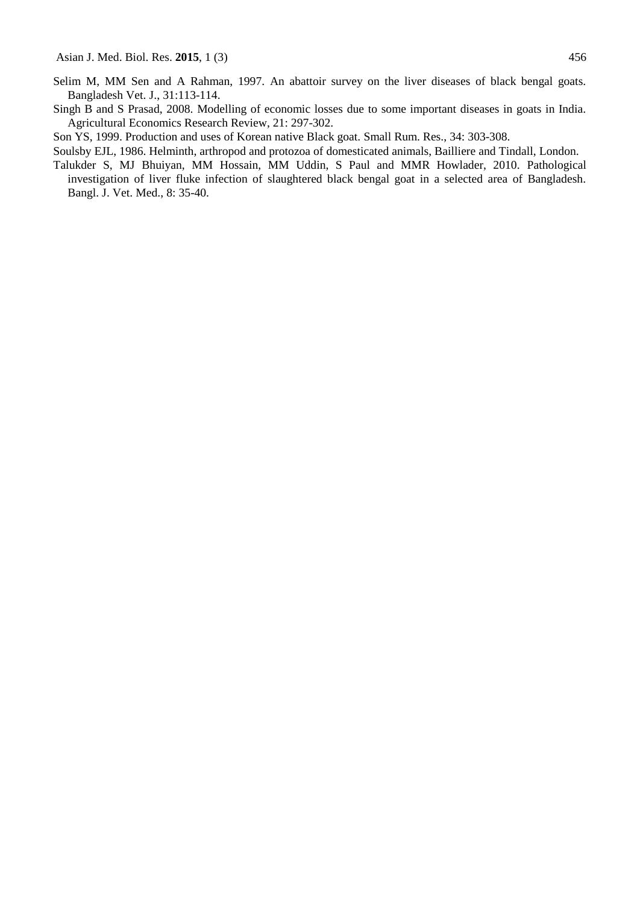Selim M, MM Sen and A Rahman, 1997. An abattoir survey on the liver diseases of black bengal goats. Bangladesh Vet. J., 31:113-114.

Singh B and S Prasad, 2008. Modelling of economic losses due to some important diseases in goats in India. Agricultural Economics Research Review, 21: 297-302.

Son YS, 1999. Production and uses of Korean native Black goat. Small Rum. Res., 34: 303-308.

Soulsby EJL, 1986. Helminth, arthropod and protozoa of domesticated animals, Bailliere and Tindall, London.

Talukder S, MJ Bhuiyan, MM Hossain, MM Uddin, S Paul and MMR Howlader, 2010. Pathological investigation of liver fluke infection of slaughtered black bengal goat in a selected area of Bangladesh. Bangl. J. Vet. Med., 8: 35-40.